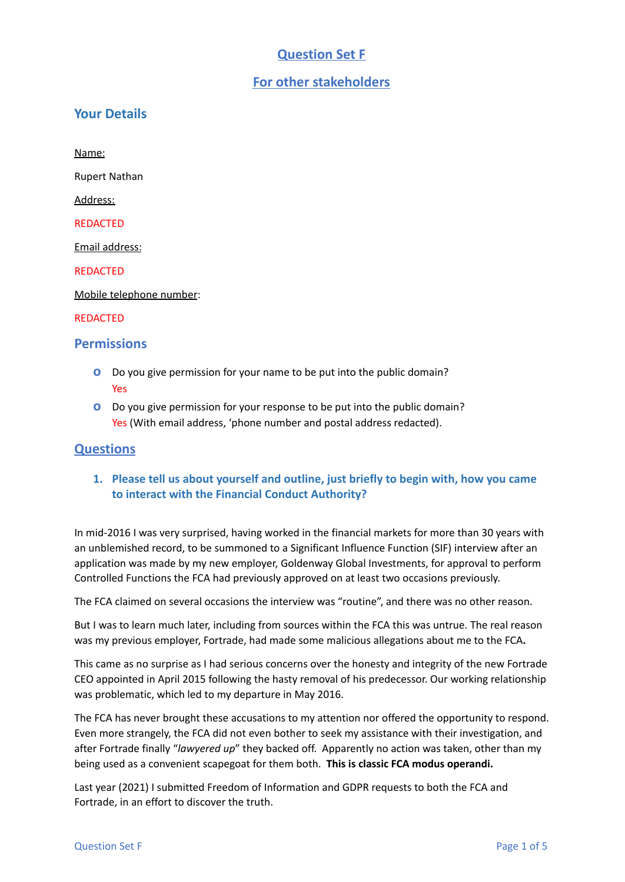# Question Set F

## For other stakeholders

## Your Details

Name:

Rupert Nathan

Address:

REDACTED

Email address:

REDACTED

Mobile telephone number:

REDACTED

## Permissions

- Do you give permission for your name to be put into the public domain?
  Yes
- Do you give permission for your response to be put into the public domain?
  Yes (With email address, 'phone number and postal address redacted).

## Questions

### 1. Please tell us about yourself and outline, just briefly to begin with, how you came to interact with the Financial Conduct Authority?

In mid-2016 I was very surprised, having worked in the financial markets for more than 30 years with an unblemished record, to be summoned to a Significant Influence Function (SIF) interview after an application was made by my new employer, Goldenway Global Investments, for approval to perform Controlled Functions the FCA had previously approved on at least two occasions previously.

The FCA claimed on several occasions the interview was "routine", and there was no other reason.

But I was to learn much later, including from sources within the FCA this was untrue. The real reason was my previous employer, Fortrade, had made some malicious allegations about me to the FCA**.**

This came as no surprise as I had serious concerns over the honesty and integrity of the new Fortrade CEO appointed in April 2015 following the hasty removal of his predecessor. Our working relationship was problematic, which led to my departure in May 2016.

The FCA has never brought these accusations to my attention nor offered the opportunity to respond. Even more strangely, the FCA did not even bother to seek my assistance with their investigation, and after Fortrade finally "*lawyered up*" they backed off. Apparently no action was taken, other than my being used as a convenient scapegoat for them both. **This is classic FCA modus operandi.**

Last year (2021) I submitted Freedom of Information and GDPR requests to both the FCA and Fortrade, in an effort to discover the truth.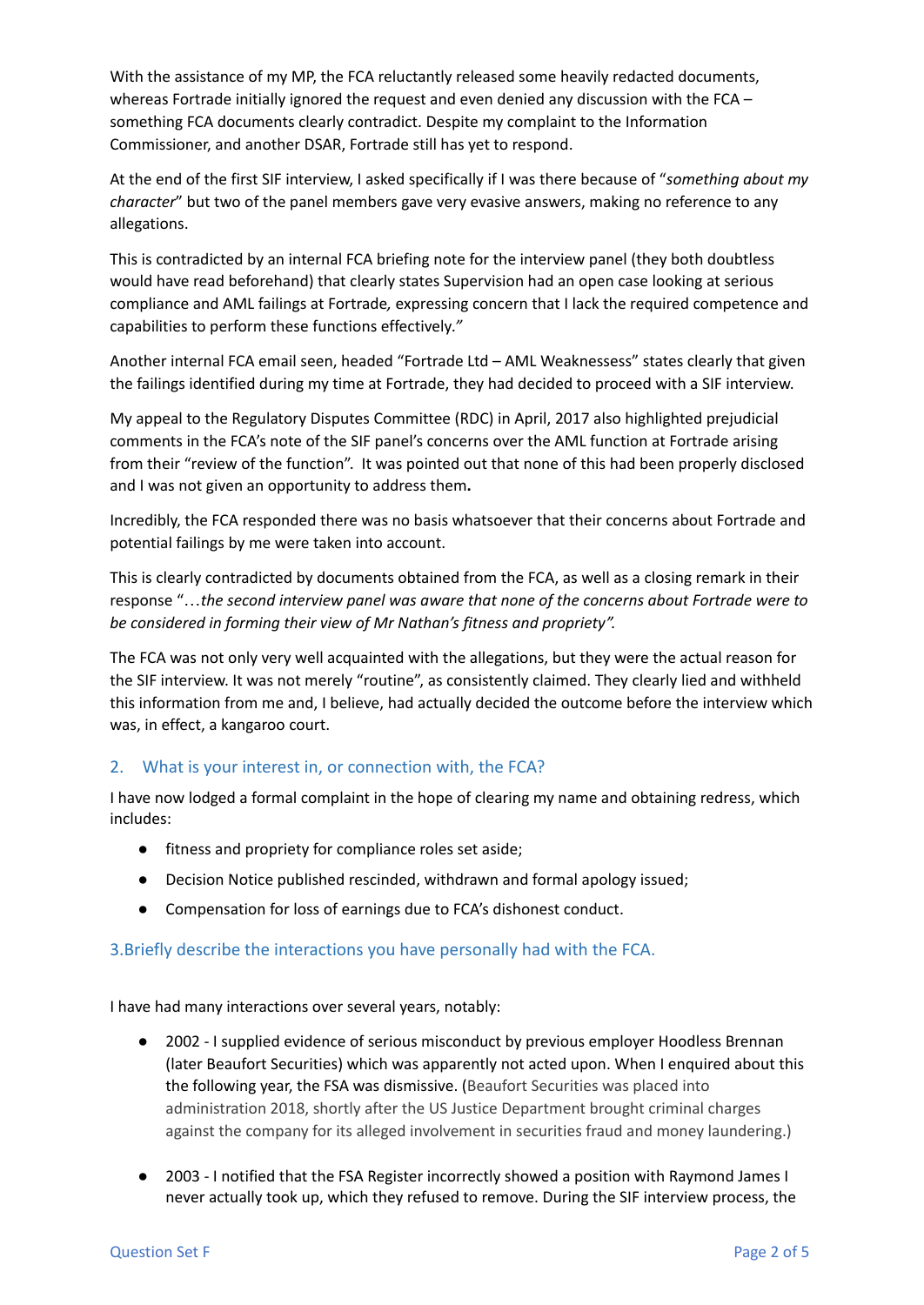With the assistance of my MP, the FCA reluctantly released some heavily redacted documents, whereas Fortrade initially ignored the request and even denied any discussion with the FCA – something FCA documents clearly contradict. Despite my complaint to the Information Commissioner, and another DSAR, Fortrade still has yet to respond.

At the end of the first SIF interview, I asked specifically if I was there because of "*something about my character*" but two of the panel members gave very evasive answers, making no reference to any allegations.

This is contradicted by an internal FCA briefing note for the interview panel (they both doubtless would have read beforehand) that clearly states Supervision had an open case looking at serious compliance and AML failings at Fortrade*,* expressing concern that I lack the required competence and capabilities to perform these functions effectively.*"*

Another internal FCA email seen, headed "Fortrade Ltd – AML Weaknessess" states clearly that given the failings identified during my time at Fortrade, they had decided to proceed with a SIF interview.

My appeal to the Regulatory Disputes Committee (RDC) in April, 2017 also highlighted prejudicial comments in the FCA's note of the SIF panel's concerns over the AML function at Fortrade arising from their "review of the function". It was pointed out that none of this had been properly disclosed and I was not given an opportunity to address them**.**

Incredibly, the FCA responded there was no basis whatsoever that their concerns about Fortrade and potential failings by me were taken into account.

This is clearly contradicted by documents obtained from the FCA, as well as a closing remark in their response "*…the second interview panel was aware that none of the concerns about Fortrade were to be considered in forming their view of Mr Nathan's fitness and propriety".*

The FCA was not only very well acquainted with the allegations, but they were the actual reason for the SIF interview. It was not merely "routine", as consistently claimed. They clearly lied and withheld this information from me and, I believe, had actually decided the outcome before the interview which was, in effect, a kangaroo court.

## 2. What is your interest in, or connection with, the FCA?

I have now lodged a formal complaint in the hope of clearing my name and obtaining redress, which includes:

- fitness and propriety for compliance roles set aside;
- Decision Notice published rescinded, withdrawn and formal apology issued;
- Compensation for loss of earnings due to FCA's dishonest conduct.

## 3.Briefly describe the interactions you have personally had with the FCA.

I have had many interactions over several years, notably:

- 2002 - I supplied evidence of serious misconduct by previous employer Hoodless Brennan (later Beaufort Securities) which was apparently not acted upon. When I enquired about this the following year, the FSA was dismissive. (Beaufort Securities was placed into administration 2018, shortly after the US Justice Department brought criminal charges against the company for its alleged involvement in securities fraud and money laundering.)

- 2003 - I notified that the FSA Register incorrectly showed a position with Raymond James I never actually took up, which they refused to remove. During the SIF interview process, the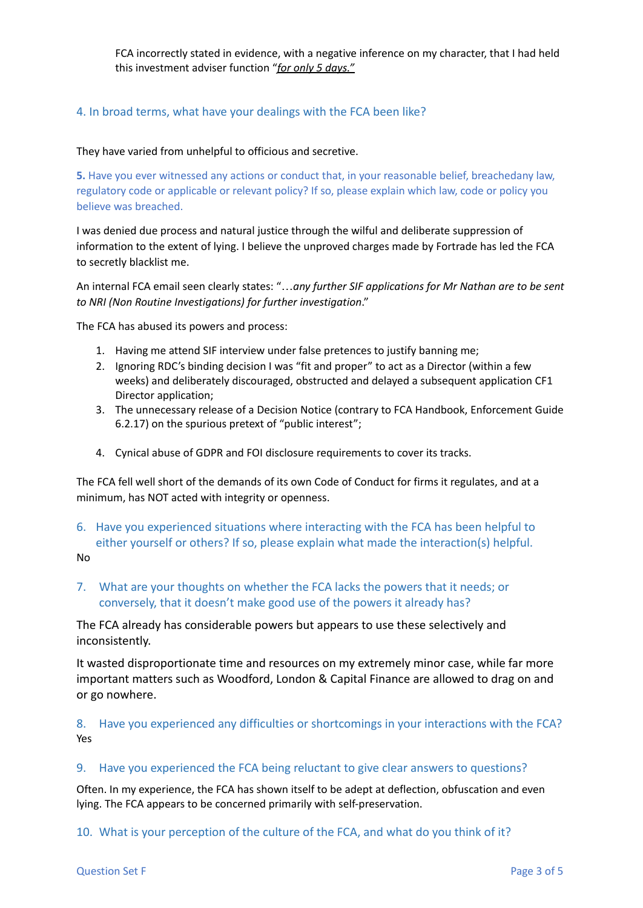FCA incorrectly stated in evidence, with a negative inference on my character, that I had held this investment adviser function "*for only 5 days.*"

## 4. In broad terms, what have your dealings with the FCA been like?

They have varied from unhelpful to officious and secretive.

**5.** Have you ever witnessed any actions or conduct that, in your reasonable belief, breachedany law, regulatory code or applicable or relevant policy? If so, please explain which law, code or policy you believe was breached.

I was denied due process and natural justice through the wilful and deliberate suppression of information to the extent of lying. I believe the unproved charges made by Fortrade has led the FCA to secretly blacklist me.

An internal FCA email seen clearly states: "…*any further SIF applications for Mr Nathan are to be sent to NRI (Non Routine Investigations) for further investigation*."

The FCA has abused its powers and process:

1. Having me attend SIF interview under false pretences to justify banning me;
2. Ignoring RDC's binding decision I was "fit and proper" to act as a Director (within a few weeks) and deliberately discouraged, obstructed and delayed a subsequent application CF1 Director application;
3. The unnecessary release of a Decision Notice (contrary to FCA Handbook, Enforcement Guide 6.2.17) on the spurious pretext of "public interest";
4. Cynical abuse of GDPR and FOI disclosure requirements to cover its tracks.

The FCA fell well short of the demands of its own Code of Conduct for firms it regulates, and at a minimum, has NOT acted with integrity or openness.

## 6. Have you experienced situations where interacting with the FCA has been helpful to either yourself or others? If so, please explain what made the interaction(s) helpful.

No

## 7. What are your thoughts on whether the FCA lacks the powers that it needs; or conversely, that it doesn't make good use of the powers it already has?

The FCA already has considerable powers but appears to use these selectively and inconsistently.

It wasted disproportionate time and resources on my extremely minor case, while far more important matters such as Woodford, London & Capital Finance are allowed to drag on and or go nowhere.

## 8. Have you experienced any difficulties or shortcomings in your interactions with the FCA?

Yes

## 9. Have you experienced the FCA being reluctant to give clear answers to questions?

Often. In my experience, the FCA has shown itself to be adept at deflection, obfuscation and even lying. The FCA appears to be concerned primarily with self-preservation.

## 10. What is your perception of the culture of the FCA, and what do you think of it?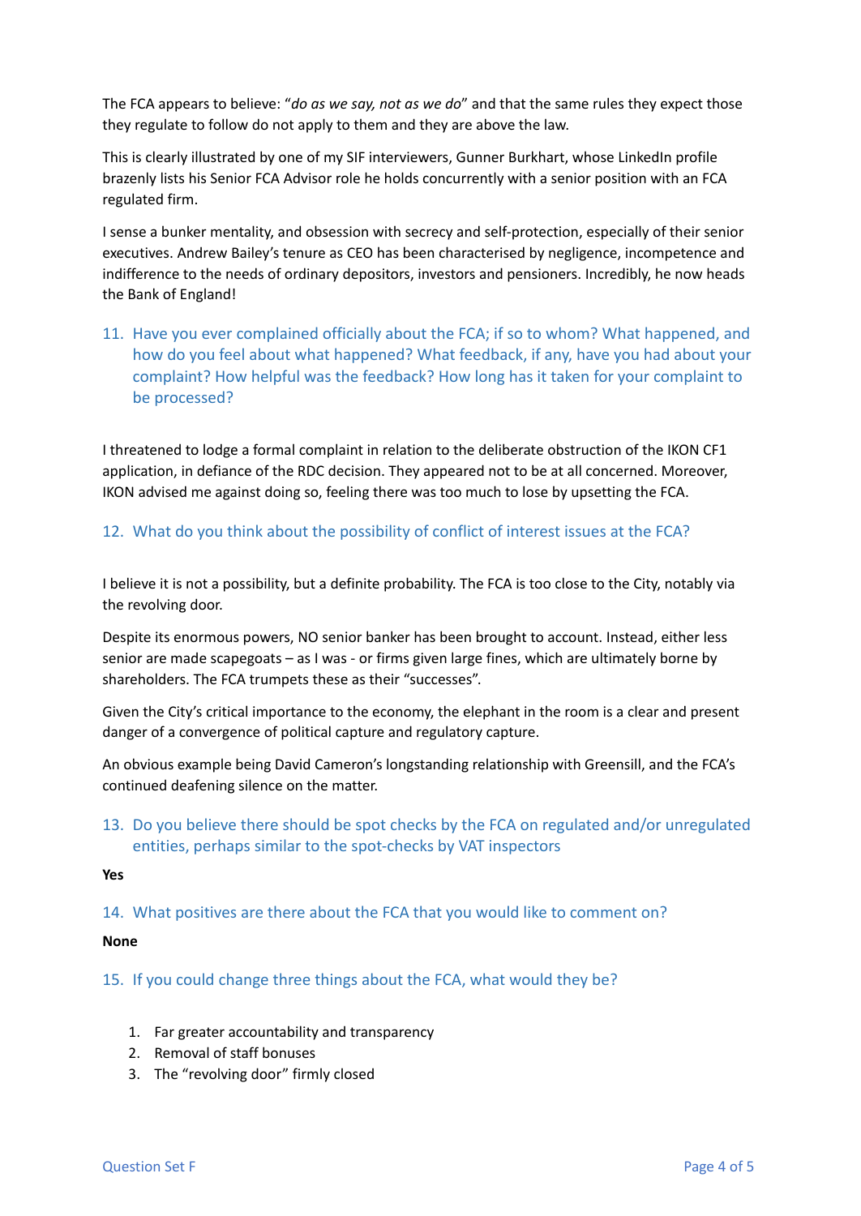The FCA appears to believe: "*do as we say, not as we do*" and that the same rules they expect those they regulate to follow do not apply to them and they are above the law.

This is clearly illustrated by one of my SIF interviewers, Gunner Burkhart, whose LinkedIn profile brazenly lists his Senior FCA Advisor role he holds concurrently with a senior position with an FCA regulated firm.

I sense a bunker mentality, and obsession with secrecy and self-protection, especially of their senior executives. Andrew Bailey's tenure as CEO has been characterised by negligence, incompetence and indifference to the needs of ordinary depositors, investors and pensioners. Incredibly, he now heads the Bank of England!

11. Have you ever complained officially about the FCA; if so to whom? What happened, and how do you feel about what happened? What feedback, if any, have you had about your complaint? How helpful was the feedback? How long has it taken for your complaint to be processed?

I threatened to lodge a formal complaint in relation to the deliberate obstruction of the IKON CF1 application, in defiance of the RDC decision. They appeared not to be at all concerned. Moreover, IKON advised me against doing so, feeling there was too much to lose by upsetting the FCA.

12. What do you think about the possibility of conflict of interest issues at the FCA?

I believe it is not a possibility, but a definite probability. The FCA is too close to the City, notably via the revolving door.

Despite its enormous powers, NO senior banker has been brought to account. Instead, either less senior are made scapegoats – as I was - or firms given large fines, which are ultimately borne by shareholders. The FCA trumpets these as their "successes".

Given the City's critical importance to the economy, the elephant in the room is a clear and present danger of a convergence of political capture and regulatory capture.

An obvious example being David Cameron's longstanding relationship with Greensill, and the FCA's continued deafening silence on the matter.

13. Do you believe there should be spot checks by the FCA on regulated and/or unregulated entities, perhaps similar to the spot-checks by VAT inspectors

**Yes**

14. What positives are there about the FCA that you would like to comment on?

**None**

15. If you could change three things about the FCA, what would they be?

1. Far greater accountability and transparency
2. Removal of staff bonuses
3. The "revolving door" firmly closed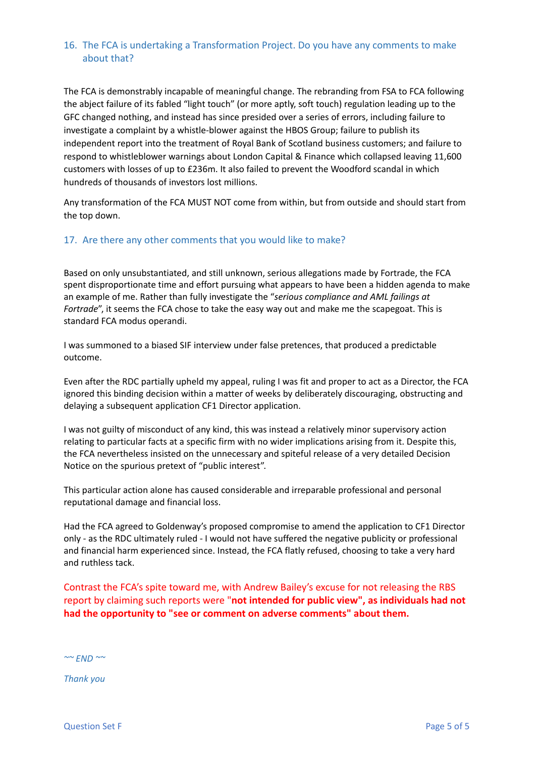## 16. The FCA is undertaking a Transformation Project. Do you have any comments to make about that?

The FCA is demonstrably incapable of meaningful change. The rebranding from FSA to FCA following the abject failure of its fabled "light touch" (or more aptly, soft touch) regulation leading up to the GFC changed nothing, and instead has since presided over a series of errors, including failure to investigate a complaint by a whistle-blower against the HBOS Group; failure to publish its independent report into the treatment of Royal Bank of Scotland business customers; and failure to respond to whistleblower warnings about London Capital & Finance which collapsed leaving 11,600 customers with losses of up to £236m. It also failed to prevent the Woodford scandal in which hundreds of thousands of investors lost millions.

Any transformation of the FCA MUST NOT come from within, but from outside and should start from the top down.

## 17. Are there any other comments that you would like to make?

Based on only unsubstantiated, and still unknown, serious allegations made by Fortrade, the FCA spent disproportionate time and effort pursuing what appears to have been a hidden agenda to make an example of me. Rather than fully investigate the "*serious compliance and AML failings at Fortrade*", it seems the FCA chose to take the easy way out and make me the scapegoat. This is standard FCA modus operandi.

I was summoned to a biased SIF interview under false pretences, that produced a predictable outcome.

Even after the RDC partially upheld my appeal, ruling I was fit and proper to act as a Director, the FCA ignored this binding decision within a matter of weeks by deliberately discouraging, obstructing and delaying a subsequent application CF1 Director application.

I was not guilty of misconduct of any kind, this was instead a relatively minor supervisory action relating to particular facts at a specific firm with no wider implications arising from it. Despite this, the FCA nevertheless insisted on the unnecessary and spiteful release of a very detailed Decision Notice on the spurious pretext of "public interest".

This particular action alone has caused considerable and irreparable professional and personal reputational damage and financial loss.

Had the FCA agreed to Goldenway's proposed compromise to amend the application to CF1 Director only - as the RDC ultimately ruled - I would not have suffered the negative publicity or professional and financial harm experienced since. Instead, the FCA flatly refused, choosing to take a very hard and ruthless tack.

Contrast the FCA's spite toward me, with Andrew Bailey's excuse for not releasing the RBS report by claiming such reports were **"not intended for public view", as individuals had not had the opportunity to "see or comment on adverse comments" about them.**

*~~ END ~~*

*Thank you*